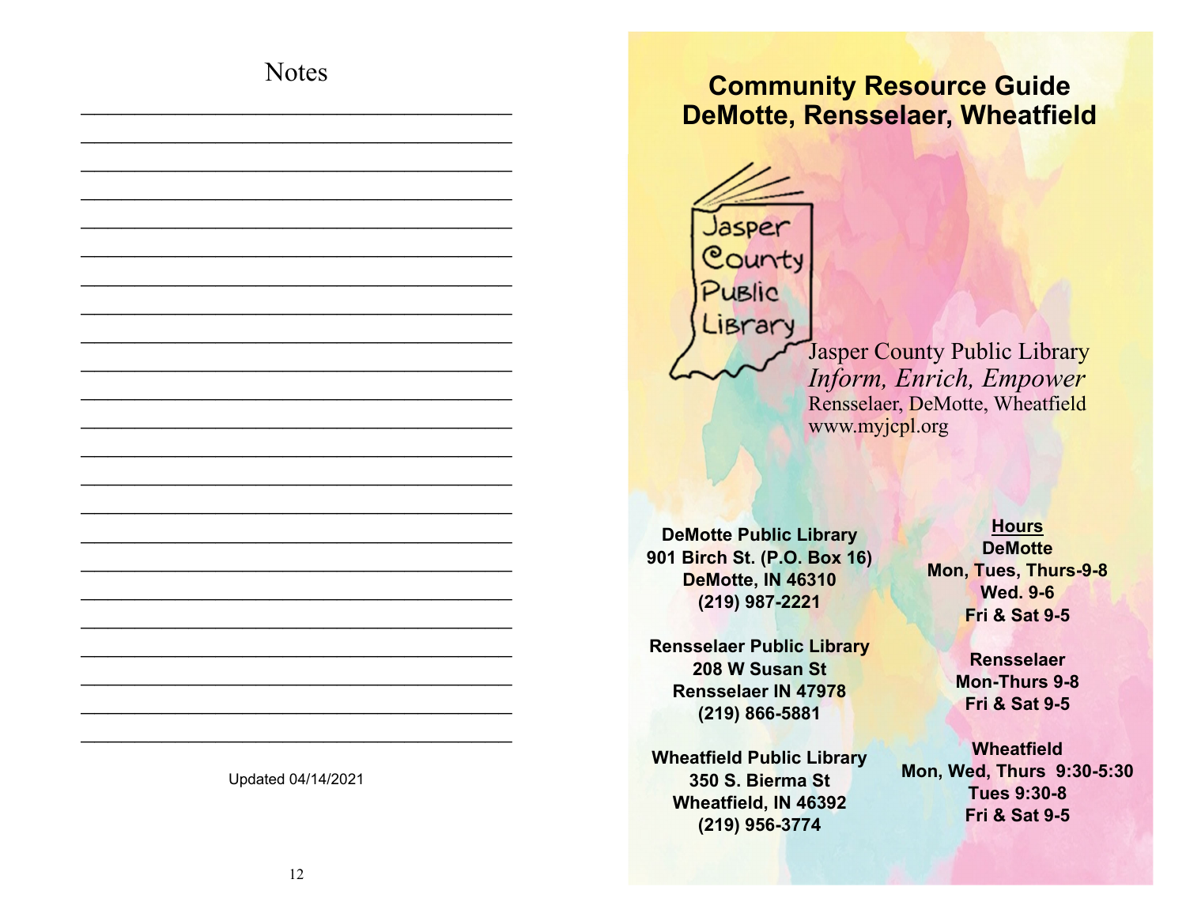## Notes

Updated 04/14/2021

# Community Resource Guide
# DeMotte, Rensselaer, Wheatfield

Jasper County Public Library

Jasper County Public Library
*Inform, Enrich, Empower*
Rensselaer, DeMotte, Wheatfield
www.myjcpl.org

**DeMotte Public Library**
**901 Birch St. (P.O. Box 16)**
**DeMotte, IN 46310**
**(219) 987-2221**

**Rensselaer Public Library**
**208 W Susan St**
**Rensselaer IN 47978**
**(219) 866-5881**

**Wheatfield Public Library**
**350 S. Bierma St**
**Wheatfield, IN 46392**
**(219) 956-3774**

**Hours**

**DeMotte**
**Mon, Tues, Thurs-9-8**
**Wed. 9-6**
**Fri & Sat 9-5**

**Rensselaer**
**Mon-Thurs 9-8**
**Fri & Sat 9-5**

**Wheatfield**
**Mon, Wed, Thurs 9:30-5:30**
**Tues 9:30-8**
**Fri & Sat 9-5**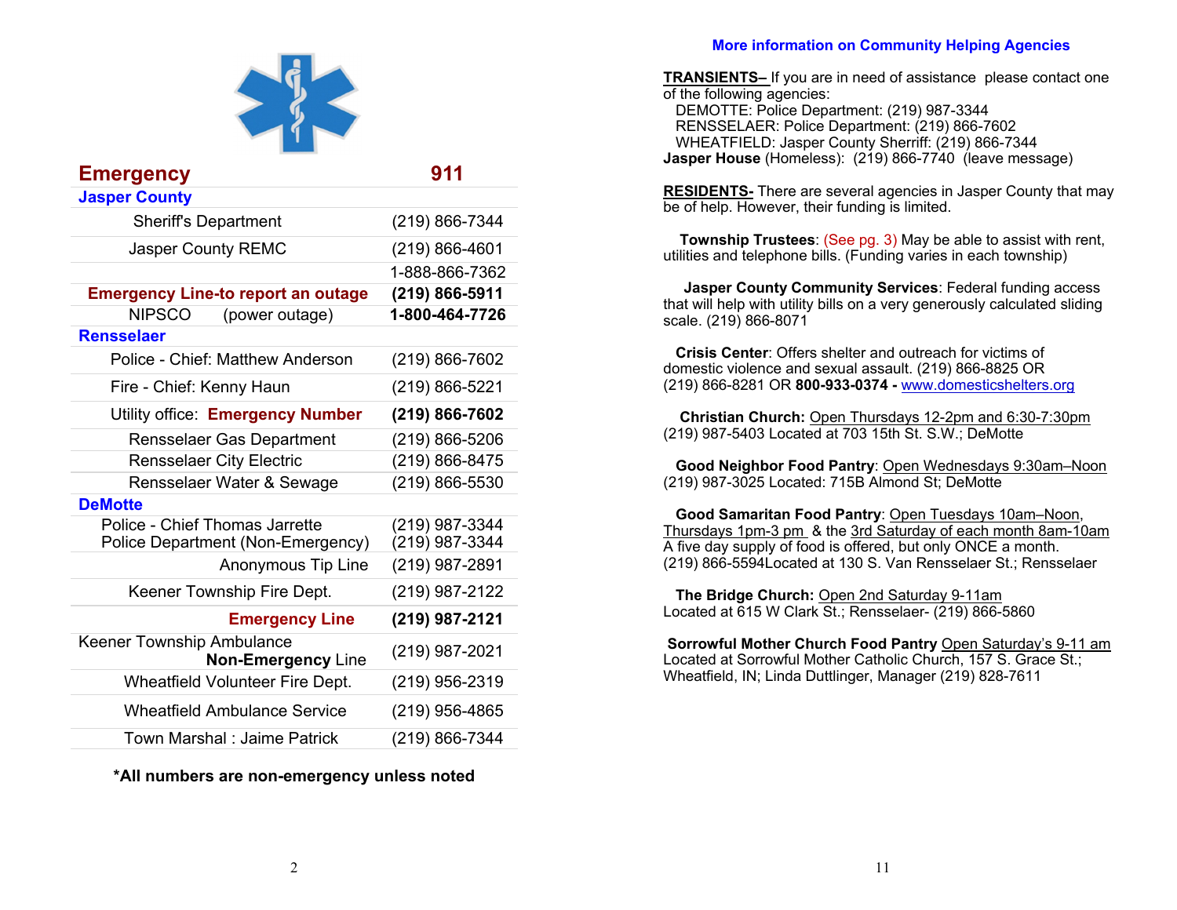| **Emergency** | **911** |
|---|---|
| **Jasper County** | |
| Sheriff's Department | (219) 866-7344 |
| Jasper County REMC | (219) 866-4601 |
| | 1-888-866-7362 |
| **Emergency Line-to report an outage** | **(219) 866-5911** |
| NIPSCO (power outage) | **1-800-464-7726** |
| **Rensselaer** | |
| Police - Chief: Matthew Anderson | (219) 866-7602 |
| Fire - Chief: Kenny Haun | (219) 866-5221 |
| Utility office: **Emergency Number** | **(219) 866-7602** |
| Rensselaer Gas Department | (219) 866-5206 |
| Rensselaer City Electric | (219) 866-8475 |
| Rensselaer Water & Sewage | (219) 866-5530 |
| **DeMotte** | |
| Police - Chief Thomas Jarrette | (219) 987-3344 |
| Police Department (Non-Emergency) | (219) 987-3344 |
| Anonymous Tip Line | (219) 987-2891 |
| Keener Township Fire Dept. | (219) 987-2122 |
| **Emergency Line** | **(219) 987-2121** |
| Keener Township Ambulance **Non-Emergency** Line | (219) 987-2021 |
| Wheatfield Volunteer Fire Dept. | (219) 956-2319 |
| Wheatfield Ambulance Service | (219) 956-4865 |
| Town Marshal : Jaime Patrick | (219) 866-7344 |

**\*All numbers are non-emergency unless noted**

## More information on Community Helping Agencies

**TRANSIENTS–** If you are in need of assistance please contact one of the following agencies:
DEMOTTE: Police Department: (219) 987-3344
RENSSELAER: Police Department: (219) 866-7602
WHEATFIELD: Jasper County Sherriff: (219) 866-7344
**Jasper House** (Homeless): (219) 866-7740 (leave message)

**RESIDENTS-** There are several agencies in Jasper County that may be of help. However, their funding is limited.

**Township Trustees**: (See pg. 3) May be able to assist with rent, utilities and telephone bills. (Funding varies in each township)

**Jasper County Community Services**: Federal funding access that will help with utility bills on a very generously calculated sliding scale. (219) 866-8071

**Crisis Center**: Offers shelter and outreach for victims of domestic violence and sexual assault. (219) 866-8825 OR (219) 866-8281 OR **800-933-0374 -** www.domesticshelters.org

**Christian Church:** Open Thursdays 12-2pm and 6:30-7:30pm
(219) 987-5403 Located at 703 15th St. S.W.; DeMotte

**Good Neighbor Food Pantry**: Open Wednesdays 9:30am–Noon
(219) 987-3025 Located: 715B Almond St; DeMotte

**Good Samaritan Food Pantry**: Open Tuesdays 10am–Noon, Thursdays 1pm-3 pm & the 3rd Saturday of each month 8am-10am
A five day supply of food is offered, but only ONCE a month.
(219) 866-5594Located at 130 S. Van Rensselaer St.; Rensselaer

**The Bridge Church:** Open 2nd Saturday 9-11am
Located at 615 W Clark St.; Rensselaer- (219) 866-5860

**Sorrowful Mother Church Food Pantry** Open Saturday's 9-11 am
Located at Sorrowful Mother Catholic Church, 157 S. Grace St.; Wheatfield, IN; Linda Duttlinger, Manager (219) 828-7611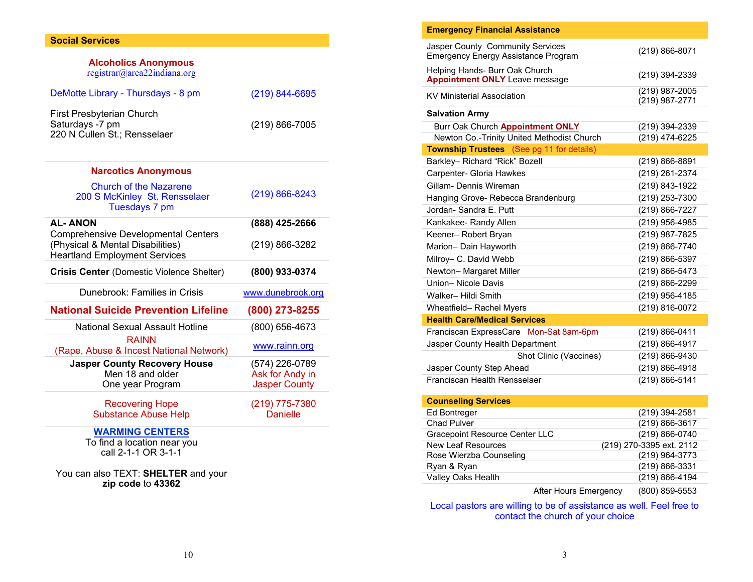## Social Services

**Alcoholics Anonymous**
registrar@area22indiana.org

| | |
|---|---|
| DeMotte Library - Thursdays - 8 pm | (219) 844-6695 |
| First Presbyterian Church<br>Saturdays -7 pm<br>220 N Cullen St.; Rensselaer | (219) 866-7005 |

**Narcotics Anonymous**

| | |
|---|---|
| Church of the Nazarene<br>200 S McKinley St. Rensselaer<br>Tuesdays 7 pm | (219) 866-8243 |
| **AL- ANON** | **(888) 425-2666** |
| Comprehensive Developmental Centers<br>(Physical & Mental Disabilities)<br>Heartland Employment Services | (219) 866-3282 |
| **Crisis Center** (Domestic Violence Shelter) | **(800) 933-0374** |
| Dunebrook: Families in Crisis | www.dunebrook.org |
| **National Suicide Prevention Lifeline** | **(800) 273-8255** |
| National Sexual Assault Hotline | (800) 656-4673 |
| RAINN<br>(Rape, Abuse & Incest National Network) | www.rainn.org |
| **Jasper County Recovery House**<br>Men 18 and older<br>One year Program | (574) 226-0789<br>Ask for Andy in Jasper County |
| Recovering Hope<br>Substance Abuse Help | (219) 775-7380<br>Danielle |

**WARMING CENTERS**
To find a location near you
call 2-1-1 OR 3-1-1

You can also TEXT: **SHELTER** and your **zip code** to **43362**

## Emergency Financial Assistance

| | |
|---|---|
| Jasper County Community Services<br>Emergency Energy Assistance Program | (219) 866-8071 |
| Helping Hands- Burr Oak Church<br>**Appointment ONLY** Leave message | (219) 394-2339 |
| KV Ministerial Association | (219) 987-2005<br>(219) 987-2771 |
| **Salvation Army** | |
| Burr Oak Church **Appointment ONLY** | (219) 394-2339 |
| Newton Co.-Trinity United Methodist Church | (219) 474-6225 |

## Township Trustees (See pg 11 for details)

| | |
|---|---|
| Barkley– Richard “Rick” Bozell | (219) 866-8891 |
| Carpenter- Gloria Hawkes | (219) 261-2374 |
| Gillam- Dennis Wireman | (219) 843-1922 |
| Hanging Grove- Rebecca Brandenburg | (219) 253-7300 |
| Jordan- Sandra E. Putt | (219) 866-7227 |
| Kankakee- Randy Allen | (219) 956-4985 |
| Keener– Robert Bryan | (219) 987-7825 |
| Marion– Dain Hayworth | (219) 866-7740 |
| Milroy– C. David Webb | (219) 866-5397 |
| Newton– Margaret Miller | (219) 866-5473 |
| Union– Nicole Davis | (219) 866-2299 |
| Walker– Hildi Smith | (219) 956-4185 |
| Wheatfield– Rachel Myers | (219) 816-0072 |

## Health Care/Medical Services

| | |
|---|---|
| Franciscan ExpressCare Mon-Sat 8am-6pm | (219) 866-0411 |
| Jasper County Health Department | (219) 866-4917 |
| Shot Clinic (Vaccines) | (219) 866-9430 |
| Jasper County Step Ahead | (219) 866-4918 |
| Franciscan Health Rensselaer | (219) 866-5141 |

## Counseling Services

| | |
|---|---|
| Ed Bontreger | (219) 394-2581 |
| Chad Pulver | (219) 866-3617 |
| Gracepoint Resource Center LLC | (219) 866-0740 |
| New Leaf Resources | (219) 270-3395 ext. 2112 |
| Rose Wierzba Counseling | (219) 964-3773 |
| Ryan & Ryan | (219) 866-3331 |
| Valley Oaks Health | (219) 866-4194 |
| After Hours Emergency | (800) 859-5553 |

Local pastors are willing to be of assistance as well. Feel free to contact the church of your choice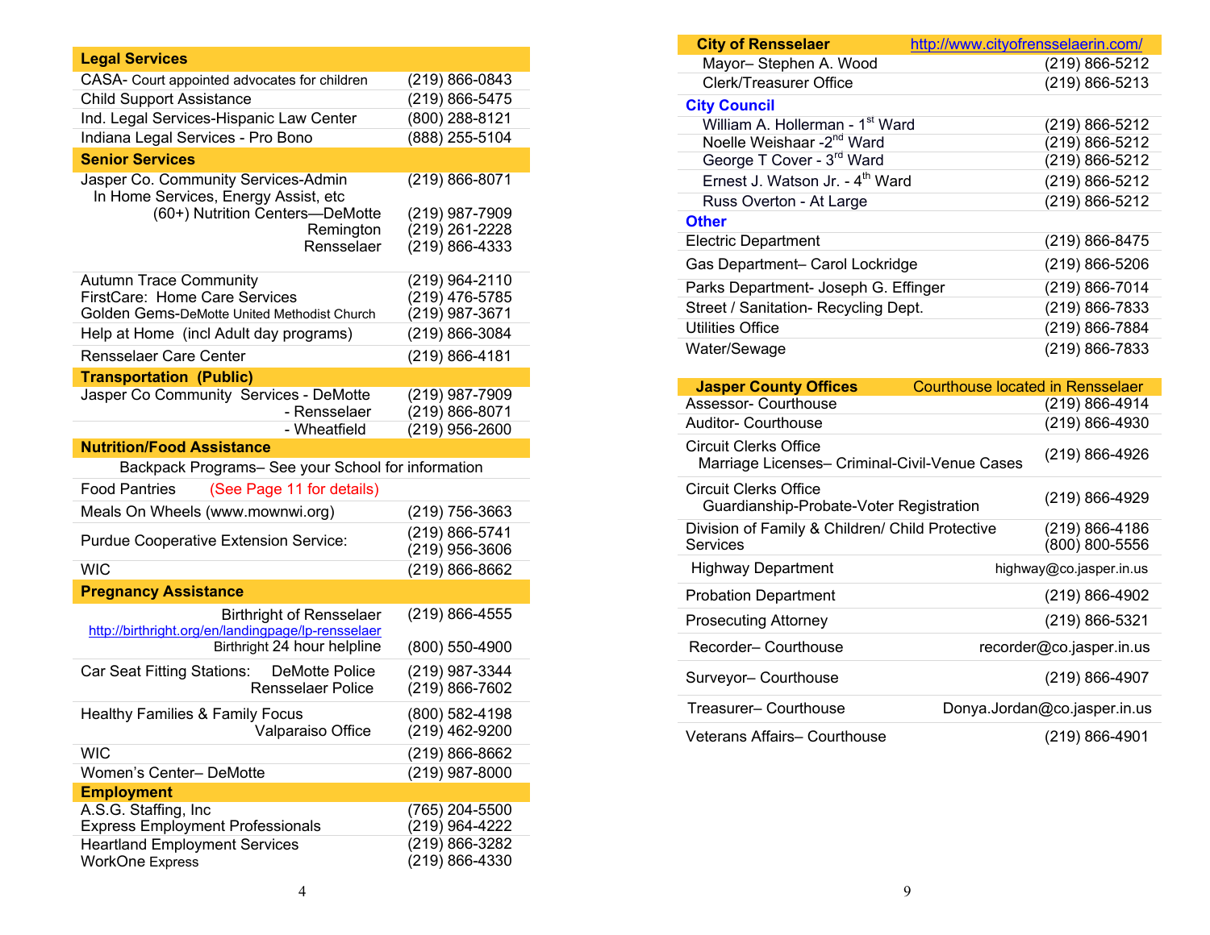| Legal Services | |
|---|---|
| CASA- Court appointed advocates for children | (219) 866-0843 |
| Child Support Assistance | (219) 866-5475 |
| Ind. Legal Services-Hispanic Law Center | (800) 288-8121 |
| Indiana Legal Services - Pro Bono | (888) 255-5104 |
| **Senior Services** | |
| Jasper Co. Community Services-Admin In Home Services, Energy Assist, etc | (219) 866-8071 |
| (60+) Nutrition Centers—DeMotte | (219) 987-7909 |
| Remington | (219) 261-2228 |
| Rensselaer | (219) 866-4333 |
| Autumn Trace Community | (219) 964-2110 |
| FirstCare: Home Care Services | (219) 476-5785 |
| Golden Gems-DeMotte United Methodist Church | (219) 987-3671 |
| Help at Home (incl Adult day programs) | (219) 866-3084 |
| Rensselaer Care Center | (219) 866-4181 |
| **Transportation (Public)** | |
| Jasper Co Community Services - DeMotte | (219) 987-7909 |
| - Rensselaer | (219) 866-8071 |
| - Wheatfield | (219) 956-2600 |
| **Nutrition/Food Assistance** | |
| Backpack Programs– See your School for information | |
| Food Pantries (See Page 11 for details) | |
| Meals On Wheels (www.mownwi.org) | (219) 756-3663 |
| Purdue Cooperative Extension Service: | (219) 866-5741<br>(219) 956-3606 |
| WIC | (219) 866-8662 |
| **Pregnancy Assistance** | |
| Birthright of Rensselaer<br>http://birthright.org/en/landingpage/lp-rensselaer | (219) 866-4555 |
| Birthright 24 hour helpline | (800) 550-4900 |
| Car Seat Fitting Stations: DeMotte Police | (219) 987-3344 |
| Rensselaer Police | (219) 866-7602 |
| Healthy Families & Family Focus | (800) 582-4198 |
| Valparaiso Office | (219) 462-9200 |
| WIC | (219) 866-8662 |
| Women's Center– DeMotte | (219) 987-8000 |
| **Employment** | |
| A.S.G. Staffing, Inc | (765) 204-5500 |
| Express Employment Professionals | (219) 964-4222 |
| Heartland Employment Services | (219) 866-3282 |
| WorkOne Express | (219) 866-4330 |

| City of Rensselaer | http://www.cityofrensselaerin.com/ |
|---|---|
| Mayor– Stephen A. Wood | (219) 866-5212 |
| Clerk/Treasurer Office | (219) 866-5213 |
| **City Council** | |
| William A. Hollerman - 1st Ward | (219) 866-5212 |
| Noelle Weishaar -2nd Ward | (219) 866-5212 |
| George T Cover - 3rd Ward | (219) 866-5212 |
| Ernest J. Watson Jr. - 4th Ward | (219) 866-5212 |
| Russ Overton - At Large | (219) 866-5212 |
| **Other** | |
| Electric Department | (219) 866-8475 |
| Gas Department– Carol Lockridge | (219) 866-5206 |
| Parks Department- Joseph G. Effinger | (219) 866-7014 |
| Street / Sanitation- Recycling Dept. | (219) 866-7833 |
| Utilities Office | (219) 866-7884 |
| Water/Sewage | (219) 866-7833 |

| Jasper County Offices | Courthouse located in Rensselaer |
|---|---|
| Assessor- Courthouse | (219) 866-4914 |
| Auditor- Courthouse | (219) 866-4930 |
| Circuit Clerks Office<br>Marriage Licenses– Criminal-Civil-Venue Cases | (219) 866-4926 |
| Circuit Clerks Office<br>Guardianship-Probate-Voter Registration | (219) 866-4929 |
| Division of Family & Children/ Child Protective Services | (219) 866-4186<br>(800) 800-5556 |
| Highway Department | highway@co.jasper.in.us |
| Probation Department | (219) 866-4902 |
| Prosecuting Attorney | (219) 866-5321 |
| Recorder– Courthouse | recorder@co.jasper.in.us |
| Surveyor– Courthouse | (219) 866-4907 |
| Treasurer– Courthouse | Donya.Jordan@co.jasper.in.us |
| Veterans Affairs– Courthouse | (219) 866-4901 |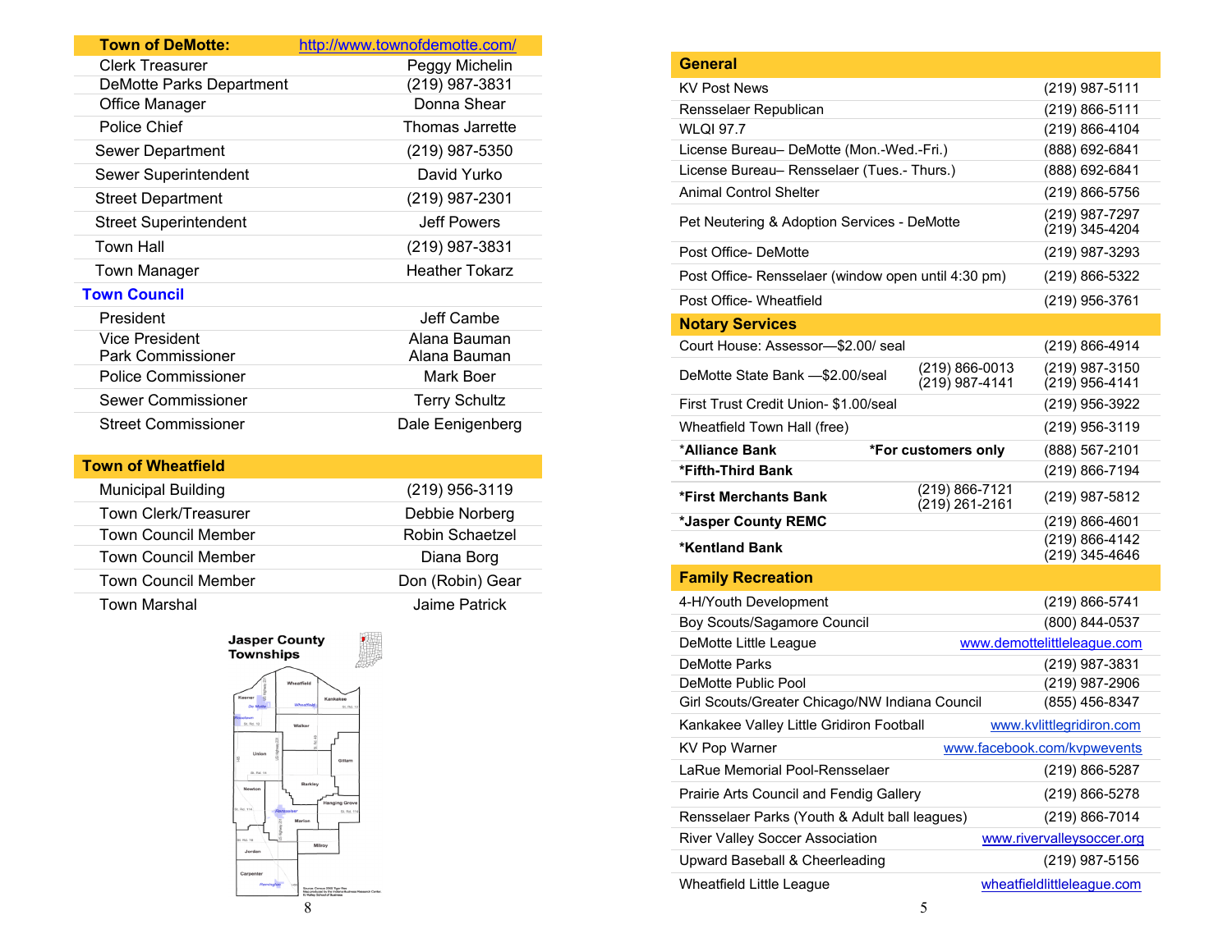| Town of DeMotte: | http://www.townofdemotte.com/ |
|---|---|
| Clerk Treasurer | Peggy Michelin |
| DeMotte Parks Department | (219) 987-3831 |
| Office Manager | Donna Shear |
| Police Chief | Thomas Jarrette |
| Sewer Department | (219) 987-5350 |
| Sewer Superintendent | David Yurko |
| Street Department | (219) 987-2301 |
| Street Superintendent | Jeff Powers |
| Town Hall | (219) 987-3831 |
| Town Manager | Heather Tokarz |
| **Town Council** | |
| President | Jeff Cambe |
| Vice President | Alana Bauman |
| Park Commissioner | Alana Bauman |
| Police Commissioner | Mark Boer |
| Sewer Commissioner | Terry Schultz |
| Street Commissioner | Dale Eenigenberg |

| Town of Wheatfield | |
|---|---|
| Municipal Building | (219) 956-3119 |
| Town Clerk/Treasurer | Debbie Norberg |
| Town Council Member | Robin Schaetzel |
| Town Council Member | Diana Borg |
| Town Council Member | Don (Robin) Gear |
| Town Marshal | Jaime Patrick |

**Jasper County Townships**

| General | | |
|---|---|---|
| KV Post News | | (219) 987-5111 |
| Rensselaer Republican | | (219) 866-5111 |
| WLQI 97.7 | | (219) 866-4104 |
| License Bureau– DeMotte (Mon.-Wed.-Fri.) | | (888) 692-6841 |
| License Bureau– Rensselaer (Tues.- Thurs.) | | (888) 692-6841 |
| Animal Control Shelter | | (219) 866-5756 |
| Pet Neutering & Adoption Services - DeMotte | | (219) 987-7297 (219) 345-4204 |
| Post Office- DeMotte | | (219) 987-3293 |
| Post Office- Rensselaer (window open until 4:30 pm) | | (219) 866-5322 |
| Post Office- Wheatfield | | (219) 956-3761 |
| **Notary Services** | | |
| Court House: Assessor—$2.00/ seal | | (219) 866-4914 |
| DeMotte State Bank —$2.00/seal | (219) 866-0013 (219) 987-4141 | (219) 987-3150 (219) 956-4141 |
| First Trust Credit Union- $1.00/seal | | (219) 956-3922 |
| Wheatfield Town Hall (free) | | (219) 956-3119 |
| ***Alliance Bank** | ***For customers only** | (888) 567-2101 |
| ***Fifth-Third Bank** | | (219) 866-7194 |
| ***First Merchants Bank** | (219) 866-7121 (219) 261-2161 | (219) 987-5812 |
| ***Jasper County REMC** | | (219) 866-4601 |
| ***Kentland Bank** | | (219) 866-4142 (219) 345-4646 |
| **Family Recreation** | | |
| 4-H/Youth Development | | (219) 866-5741 |
| Boy Scouts/Sagamore Council | | (800) 844-0537 |
| DeMotte Little League | | www.demottelittleleague.com |
| DeMotte Parks | | (219) 987-3831 |
| DeMotte Public Pool | | (219) 987-2906 |
| Girl Scouts/Greater Chicago/NW Indiana Council | | (855) 456-8347 |
| Kankakee Valley Little Gridiron Football | | www.kvlittlegridiron.com |
| KV Pop Warner | | www.facebook.com/kvpwevents |
| LaRue Memorial Pool-Rensselaer | | (219) 866-5287 |
| Prairie Arts Council and Fendig Gallery | | (219) 866-5278 |
| Rensselaer Parks (Youth & Adult ball leagues) | | (219) 866-7014 |
| River Valley Soccer Association | | www.rivervalleysoccer.org |
| Upward Baseball & Cheerleading | | (219) 987-5156 |
| Wheatfield Little League | | wheatfieldlittleleague.com |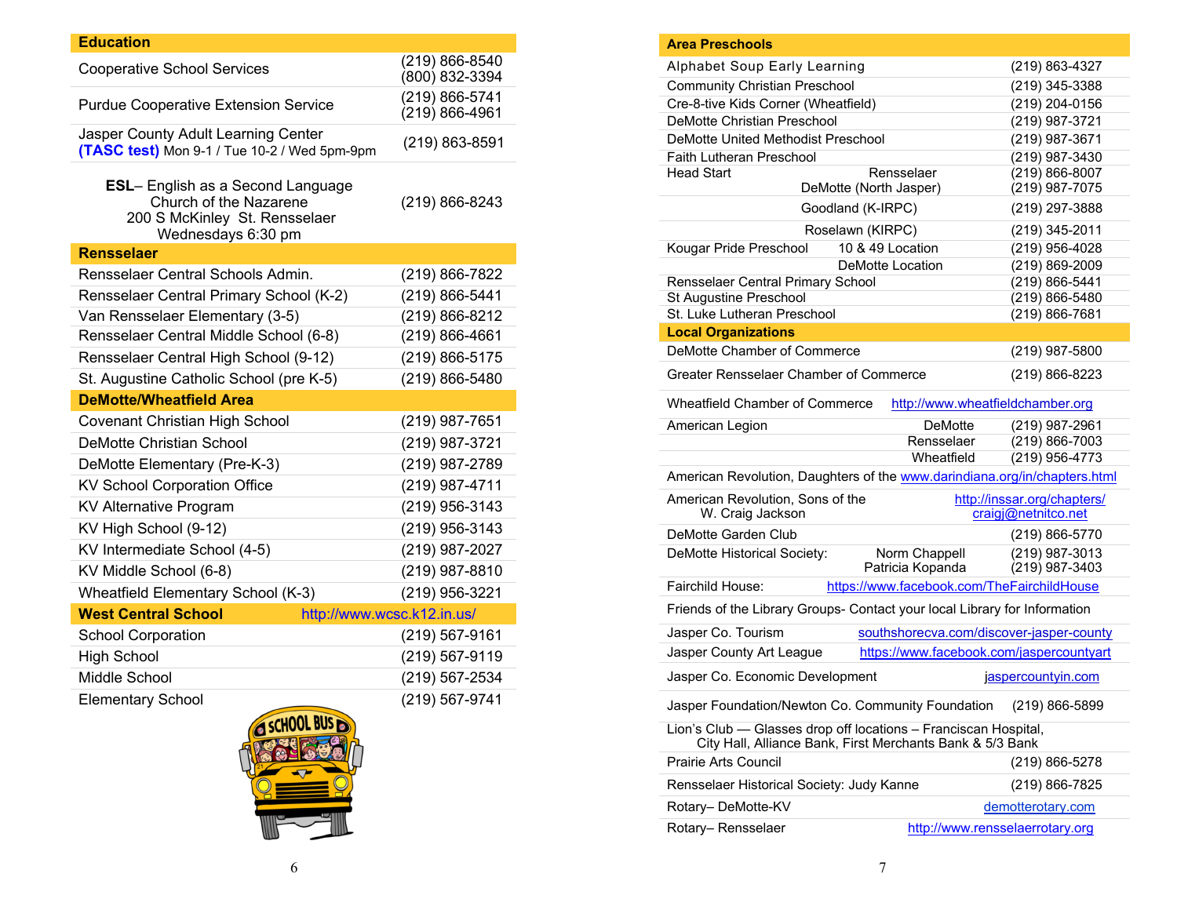## Education

| | |
|---|---|
| Cooperative School Services | (219) 866-8540<br>(800) 832-3394 |
| Purdue Cooperative Extension Service | (219) 866-5741<br>(219) 866-4961 |
| Jasper County Adult Learning Center<br>**(TASC test)** Mon 9-1 / Tue 10-2 / Wed 5pm-9pm | (219) 863-8591 |
| **ESL**– English as a Second Language<br>Church of the Nazarene<br>200 S McKinley St. Rensselaer<br>Wednesdays 6:30 pm | (219) 866-8243 |

## Rensselaer

| | |
|---|---|
| Rensselaer Central Schools Admin. | (219) 866-7822 |
| Rensselaer Central Primary School (K-2) | (219) 866-5441 |
| Van Rensselaer Elementary (3-5) | (219) 866-8212 |
| Rensselaer Central Middle School (6-8) | (219) 866-4661 |
| Rensselaer Central High School (9-12) | (219) 866-5175 |
| St. Augustine Catholic School (pre K-5) | (219) 866-5480 |

## DeMotte/Wheatfield Area

| | |
|---|---|
| Covenant Christian High School | (219) 987-7651 |
| DeMotte Christian School | (219) 987-3721 |
| DeMotte Elementary (Pre-K-3) | (219) 987-2789 |
| KV School Corporation Office | (219) 987-4711 |
| KV Alternative Program | (219) 956-3143 |
| KV High School (9-12) | (219) 956-3143 |
| KV Intermediate School (4-5) | (219) 987-2027 |
| KV Middle School (6-8) | (219) 987-8810 |
| Wheatfield Elementary School (K-3) | (219) 956-3221 |

## West Central School http://www.wcsc.k12.in.us/

| | |
|---|---|
| School Corporation | (219) 567-9161 |
| High School | (219) 567-9119 |
| Middle School | (219) 567-2534 |
| Elementary School | (219) 567-9741 |

## Area Preschools

| | | |
|---|---|---|
| Alphabet Soup Early Learning | | (219) 863-4327 |
| Community Christian Preschool | | (219) 345-3388 |
| Cre-8-tive Kids Corner (Wheatfield) | | (219) 204-0156 |
| DeMotte Christian Preschool | | (219) 987-3721 |
| DeMotte United Methodist Preschool | | (219) 987-3671 |
| Faith Lutheran Preschool | | (219) 987-3430 |
| Head Start | Rensselaer | (219) 866-8007 |
| | DeMotte (North Jasper) | (219) 987-7075 |
| | Goodland (K-IRPC) | (219) 297-3888 |
| | Roselawn (KIRPC) | (219) 345-2011 |
| Kougar Pride Preschool | 10 & 49 Location | (219) 956-4028 |
| | DeMotte Location | (219) 869-2009 |
| Rensselaer Central Primary School | | (219) 866-5441 |
| St Augustine Preschool | | (219) 866-5480 |
| St. Luke Lutheran Preschool | | (219) 866-7681 |

## Local Organizations

| | | |
|---|---|---|
| DeMotte Chamber of Commerce | | (219) 987-5800 |
| Greater Rensselaer Chamber of Commerce | | (219) 866-8223 |
| Wheatfield Chamber of Commerce | | http://www.wheatfieldchamber.org |
| American Legion | DeMotte | (219) 987-2961 |
| | Rensselaer | (219) 866-7003 |
| | Wheatfield | (219) 956-4773 |
| American Revolution, Daughters of the | | www.darindiana.org/in/chapters.html |
| American Revolution, Sons of the<br>W. Craig Jackson | | http://inssar.org/chapters/<br>craigj@netnitco.net |
| DeMotte Garden Club | | (219) 866-5770 |
| DeMotte Historical Society: | Norm Chappell | (219) 987-3013 |
| | Patricia Kopanda | (219) 987-3403 |
| Fairchild House: | | https://www.facebook.com/TheFairchildHouse |
| Friends of the Library Groups- Contact your local Library for Information | | |
| Jasper Co. Tourism | | southshorecva.com/discover-jasper-county |
| Jasper County Art League | | https://www.facebook.com/jaspercountyart |
| Jasper Co. Economic Development | | jaspercountyin.com |
| Jasper Foundation/Newton Co. Community Foundation | | (219) 866-5899 |
| Lion's Club — Glasses drop off locations – Franciscan Hospital, City Hall, Alliance Bank, First Merchants Bank & 5/3 Bank | | |
| Prairie Arts Council | | (219) 866-5278 |
| Rensselaer Historical Society: Judy Kanne | | (219) 866-7825 |
| Rotary– DeMotte-KV | | demotterotary.com |
| Rotary– Rensselaer | | http://www.rensselaerrotary.org |